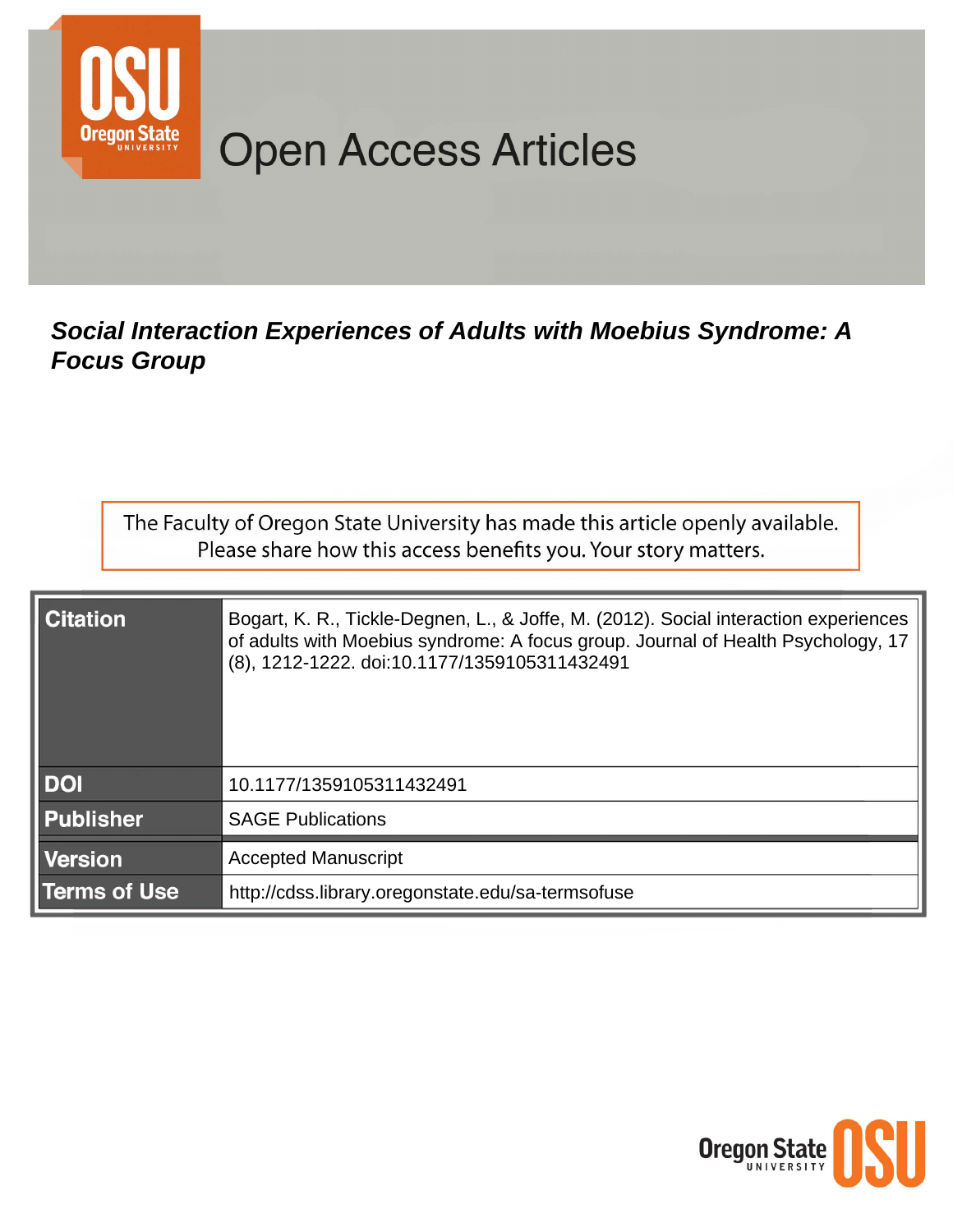# Open Access Articles

***Social Interaction Experiences of Adults with Moebius Syndrome: A Focus Group***

The Faculty of Oregon State University has made this article openly available.
Please share how this access benefits you. Your story matters.

| | |
|---|---|
| **Citation** | Bogart, K. R., Tickle-Degnen, L., & Joffe, M. (2012). Social interaction experiences of adults with Moebius syndrome: A focus group. Journal of Health Psychology, 17 (8), 1212-1222. doi:10.1177/1359105311432491 |
| **DOI** | 10.1177/1359105311432491 |
| **Publisher** | SAGE Publications |
| **Version** | Accepted Manuscript |
| **Terms of Use** | http://cdss.library.oregonstate.edu/sa-termsofuse |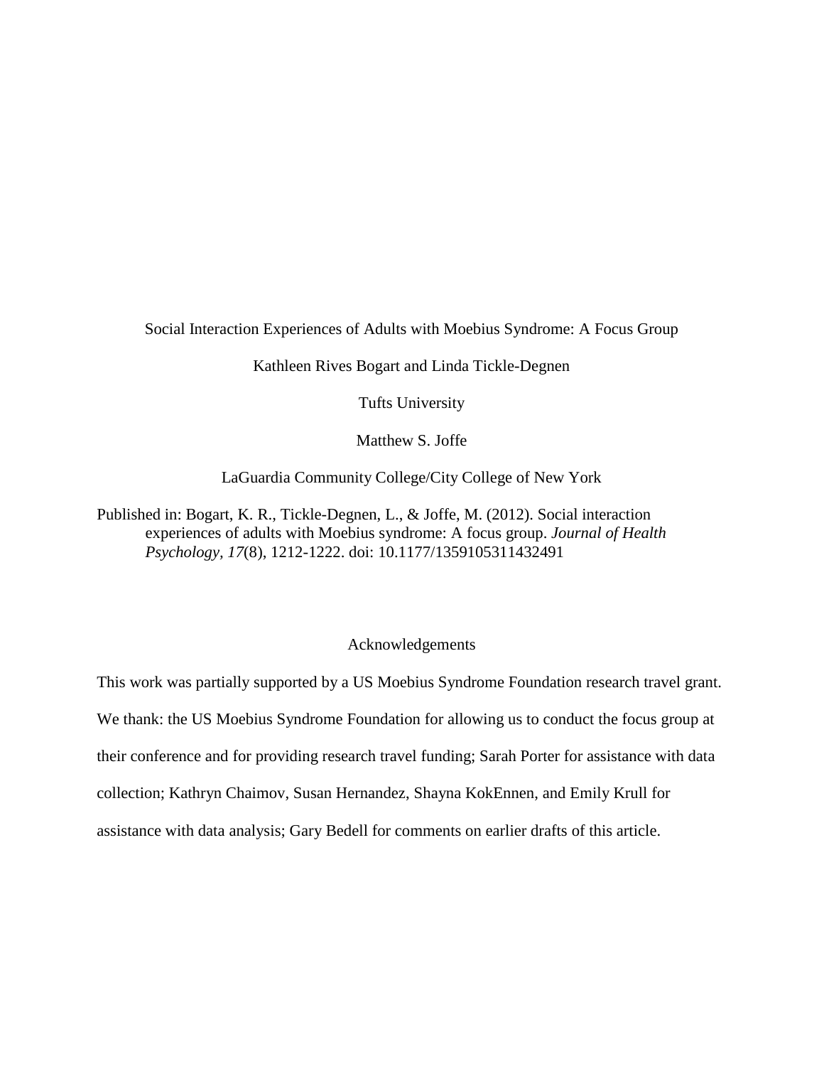Social Interaction Experiences of Adults with Moebius Syndrome: A Focus Group

Kathleen Rives Bogart and Linda Tickle-Degnen

Tufts University

Matthew S. Joffe

LaGuardia Community College/City College of New York

Published in: Bogart, K. R., Tickle-Degnen, L., & Joffe, M. (2012). Social interaction experiences of adults with Moebius syndrome: A focus group. *Journal of Health Psychology, 17*(8), 1212-1222. doi: 10.1177/1359105311432491

## Acknowledgements

This work was partially supported by a US Moebius Syndrome Foundation research travel grant. We thank: the US Moebius Syndrome Foundation for allowing us to conduct the focus group at their conference and for providing research travel funding; Sarah Porter for assistance with data collection; Kathryn Chaimov, Susan Hernandez, Shayna KokEnnen, and Emily Krull for assistance with data analysis; Gary Bedell for comments on earlier drafts of this article.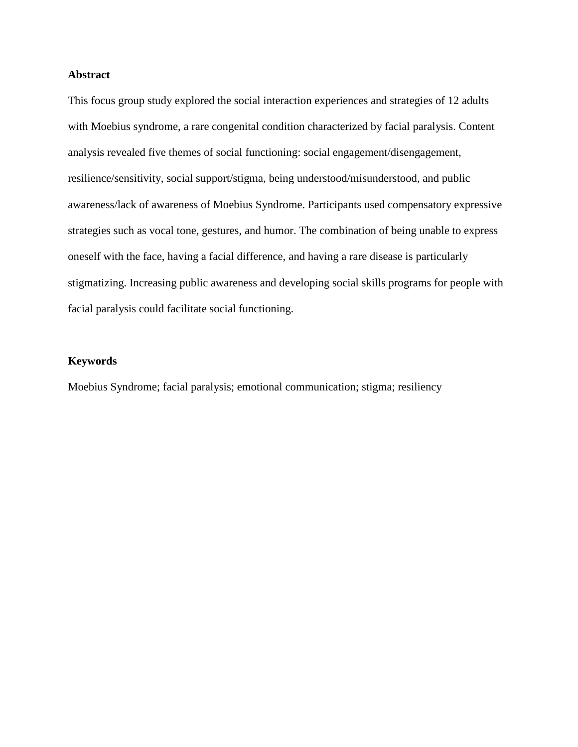## Abstract

This focus group study explored the social interaction experiences and strategies of 12 adults with Moebius syndrome, a rare congenital condition characterized by facial paralysis. Content analysis revealed five themes of social functioning: social engagement/disengagement, resilience/sensitivity, social support/stigma, being understood/misunderstood, and public awareness/lack of awareness of Moebius Syndrome. Participants used compensatory expressive strategies such as vocal tone, gestures, and humor. The combination of being unable to express oneself with the face, having a facial difference, and having a rare disease is particularly stigmatizing. Increasing public awareness and developing social skills programs for people with facial paralysis could facilitate social functioning.

## Keywords

Moebius Syndrome; facial paralysis; emotional communication; stigma; resiliency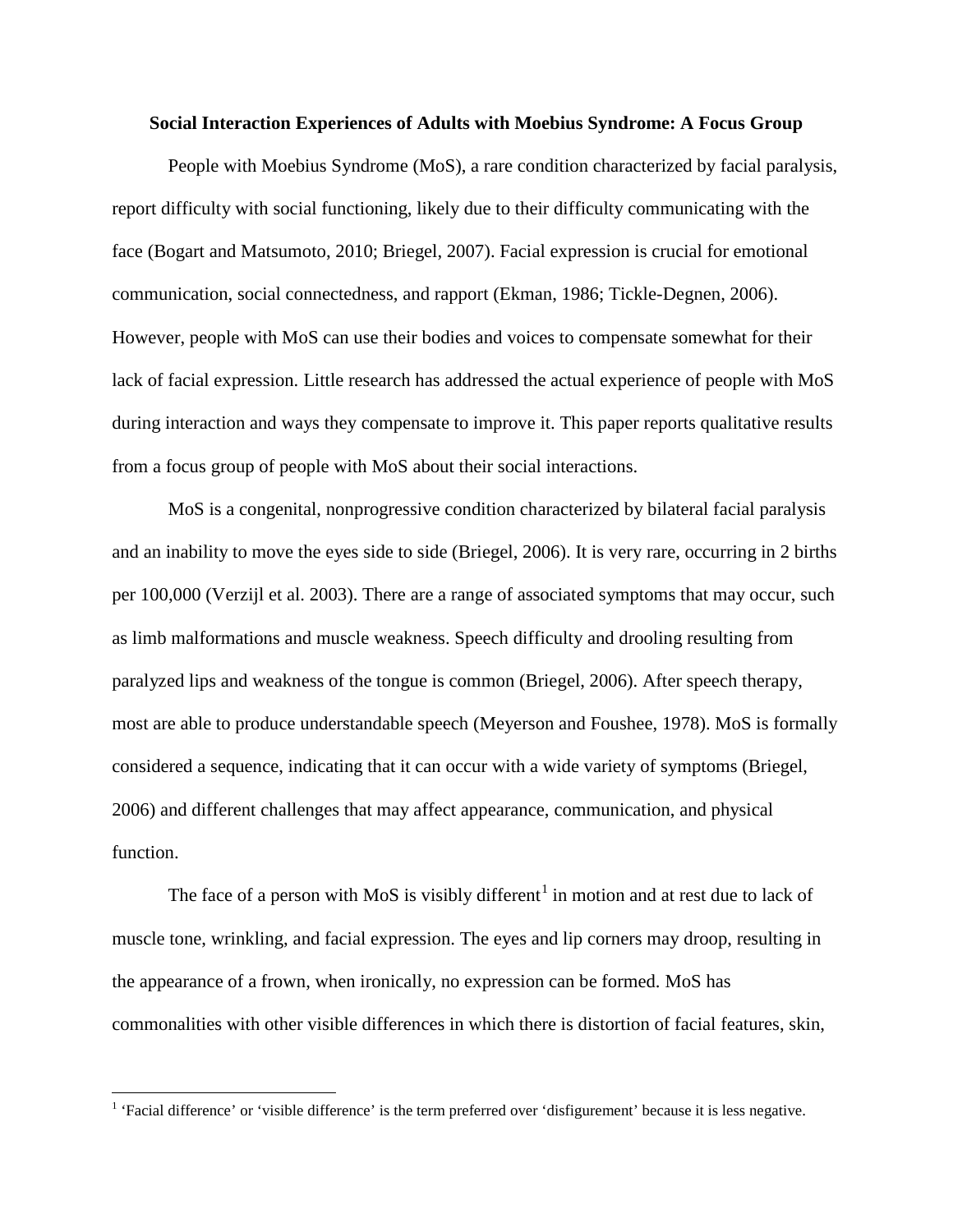**Social Interaction Experiences of Adults with Moebius Syndrome: A Focus Group**

People with Moebius Syndrome (MoS), a rare condition characterized by facial paralysis, report difficulty with social functioning, likely due to their difficulty communicating with the face (Bogart and Matsumoto, 2010; Briegel, 2007). Facial expression is crucial for emotional communication, social connectedness, and rapport (Ekman, 1986; Tickle-Degnen, 2006). However, people with MoS can use their bodies and voices to compensate somewhat for their lack of facial expression. Little research has addressed the actual experience of people with MoS during interaction and ways they compensate to improve it. This paper reports qualitative results from a focus group of people with MoS about their social interactions.

MoS is a congenital, nonprogressive condition characterized by bilateral facial paralysis and an inability to move the eyes side to side (Briegel, 2006). It is very rare, occurring in 2 births per 100,000 (Verzijl et al. 2003). There are a range of associated symptoms that may occur, such as limb malformations and muscle weakness. Speech difficulty and drooling resulting from paralyzed lips and weakness of the tongue is common (Briegel, 2006). After speech therapy, most are able to produce understandable speech (Meyerson and Foushee, 1978). MoS is formally considered a sequence, indicating that it can occur with a wide variety of symptoms (Briegel, 2006) and different challenges that may affect appearance, communication, and physical function.

The face of a person with MoS is visibly different[1] in motion and at rest due to lack of muscle tone, wrinkling, and facial expression. The eyes and lip corners may droop, resulting in the appearance of a frown, when ironically, no expression can be formed. MoS has commonalities with other visible differences in which there is distortion of facial features, skin,

[1] 'Facial difference' or 'visible difference' is the term preferred over 'disfigurement' because it is less negative.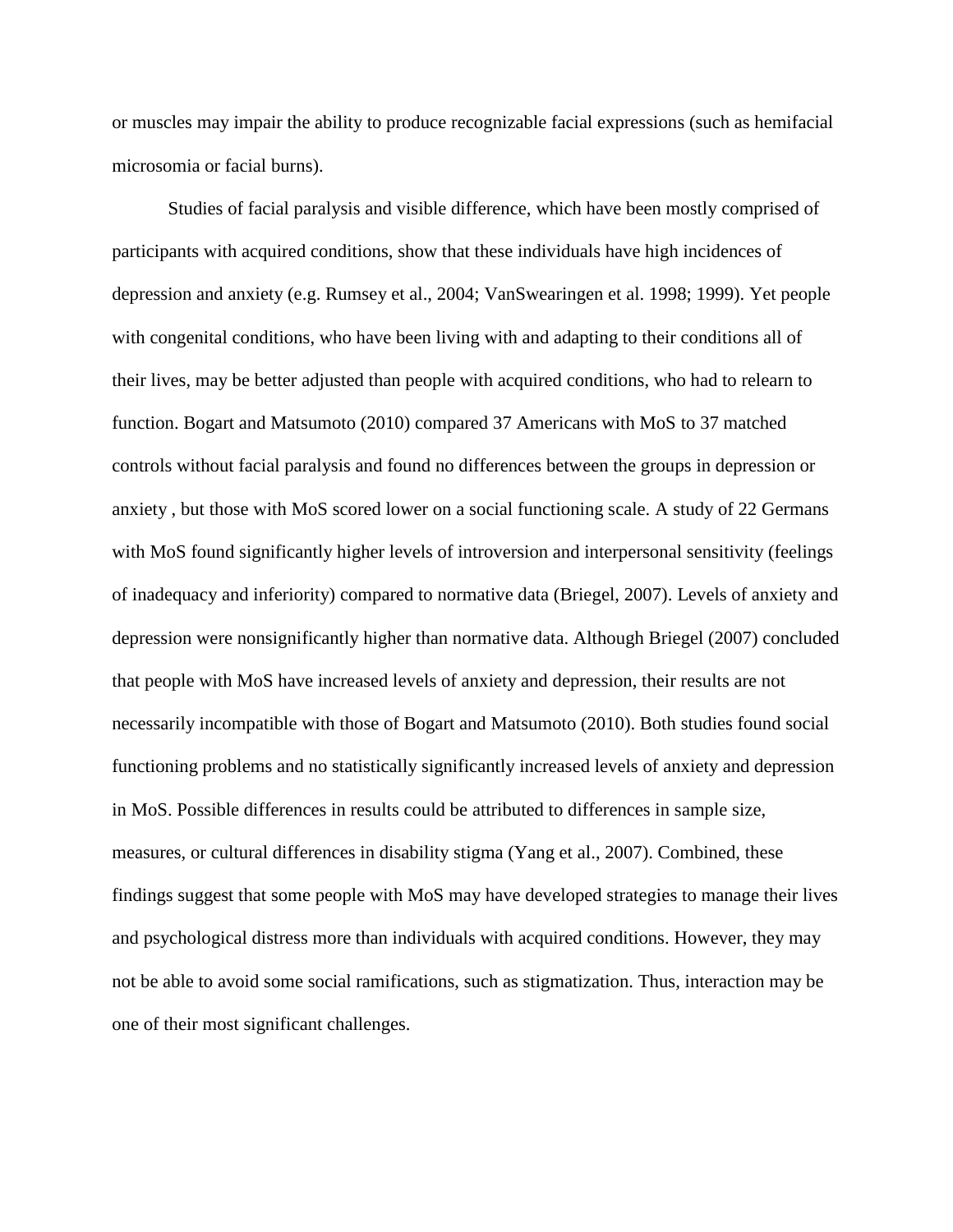or muscles may impair the ability to produce recognizable facial expressions (such as hemifacial microsomia or facial burns).

Studies of facial paralysis and visible difference, which have been mostly comprised of participants with acquired conditions, show that these individuals have high incidences of depression and anxiety (e.g. Rumsey et al., 2004; VanSwearingen et al. 1998; 1999). Yet people with congenital conditions, who have been living with and adapting to their conditions all of their lives, may be better adjusted than people with acquired conditions, who had to relearn to function. Bogart and Matsumoto (2010) compared 37 Americans with MoS to 37 matched controls without facial paralysis and found no differences between the groups in depression or anxiety , but those with MoS scored lower on a social functioning scale. A study of 22 Germans with MoS found significantly higher levels of introversion and interpersonal sensitivity (feelings of inadequacy and inferiority) compared to normative data (Briegel, 2007). Levels of anxiety and depression were nonsignificantly higher than normative data. Although Briegel (2007) concluded that people with MoS have increased levels of anxiety and depression, their results are not necessarily incompatible with those of Bogart and Matsumoto (2010). Both studies found social functioning problems and no statistically significantly increased levels of anxiety and depression in MoS. Possible differences in results could be attributed to differences in sample size, measures, or cultural differences in disability stigma (Yang et al., 2007). Combined, these findings suggest that some people with MoS may have developed strategies to manage their lives and psychological distress more than individuals with acquired conditions. However, they may not be able to avoid some social ramifications, such as stigmatization. Thus, interaction may be one of their most significant challenges.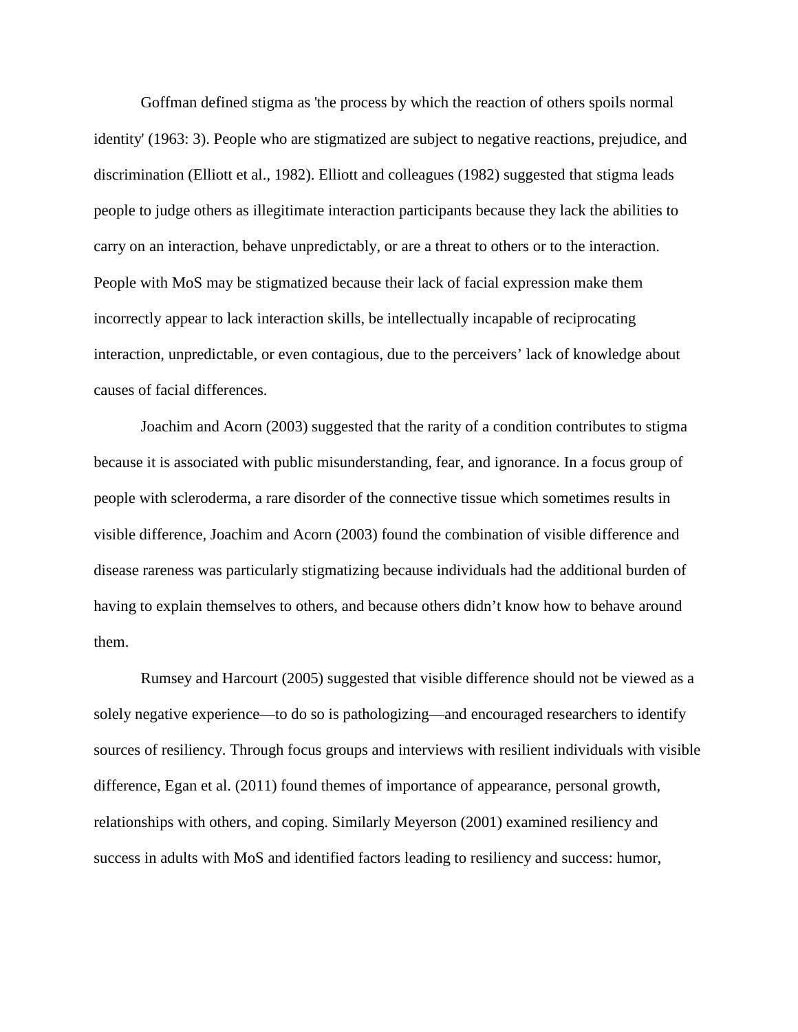Goffman defined stigma as 'the process by which the reaction of others spoils normal identity' (1963: 3). People who are stigmatized are subject to negative reactions, prejudice, and discrimination (Elliott et al., 1982). Elliott and colleagues (1982) suggested that stigma leads people to judge others as illegitimate interaction participants because they lack the abilities to carry on an interaction, behave unpredictably, or are a threat to others or to the interaction. People with MoS may be stigmatized because their lack of facial expression make them incorrectly appear to lack interaction skills, be intellectually incapable of reciprocating interaction, unpredictable, or even contagious, due to the perceivers' lack of knowledge about causes of facial differences.

Joachim and Acorn (2003) suggested that the rarity of a condition contributes to stigma because it is associated with public misunderstanding, fear, and ignorance. In a focus group of people with scleroderma, a rare disorder of the connective tissue which sometimes results in visible difference, Joachim and Acorn (2003) found the combination of visible difference and disease rareness was particularly stigmatizing because individuals had the additional burden of having to explain themselves to others, and because others didn't know how to behave around them.

Rumsey and Harcourt (2005) suggested that visible difference should not be viewed as a solely negative experience—to do so is pathologizing—and encouraged researchers to identify sources of resiliency. Through focus groups and interviews with resilient individuals with visible difference, Egan et al. (2011) found themes of importance of appearance, personal growth, relationships with others, and coping. Similarly Meyerson (2001) examined resiliency and success in adults with MoS and identified factors leading to resiliency and success: humor,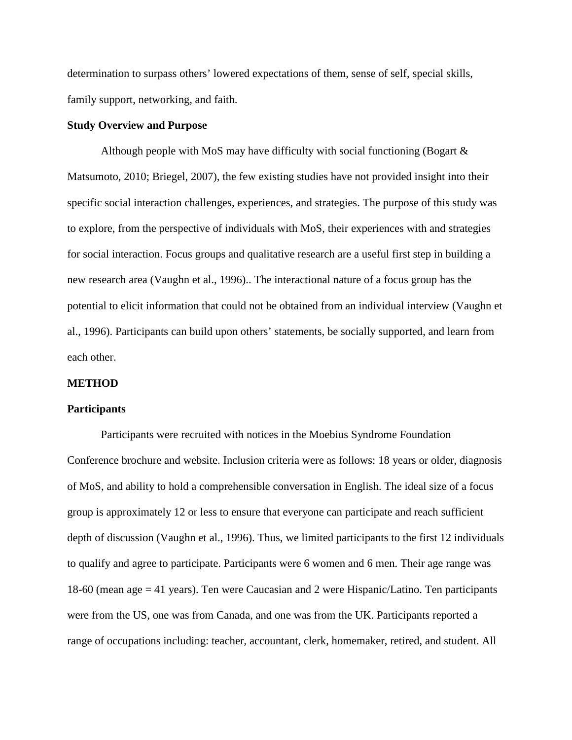determination to surpass others' lowered expectations of them, sense of self, special skills, family support, networking, and faith.

**Study Overview and Purpose**

Although people with MoS may have difficulty with social functioning (Bogart & Matsumoto, 2010; Briegel, 2007), the few existing studies have not provided insight into their specific social interaction challenges, experiences, and strategies. The purpose of this study was to explore, from the perspective of individuals with MoS, their experiences with and strategies for social interaction. Focus groups and qualitative research are a useful first step in building a new research area (Vaughn et al., 1996).. The interactional nature of a focus group has the potential to elicit information that could not be obtained from an individual interview (Vaughn et al., 1996). Participants can build upon others' statements, be socially supported, and learn from each other.

**METHOD**

**Participants**

Participants were recruited with notices in the Moebius Syndrome Foundation Conference brochure and website. Inclusion criteria were as follows: 18 years or older, diagnosis of MoS, and ability to hold a comprehensible conversation in English. The ideal size of a focus group is approximately 12 or less to ensure that everyone can participate and reach sufficient depth of discussion (Vaughn et al., 1996). Thus, we limited participants to the first 12 individuals to qualify and agree to participate. Participants were 6 women and 6 men. Their age range was 18-60 (mean age = 41 years). Ten were Caucasian and 2 were Hispanic/Latino. Ten participants were from the US, one was from Canada, and one was from the UK. Participants reported a range of occupations including: teacher, accountant, clerk, homemaker, retired, and student. All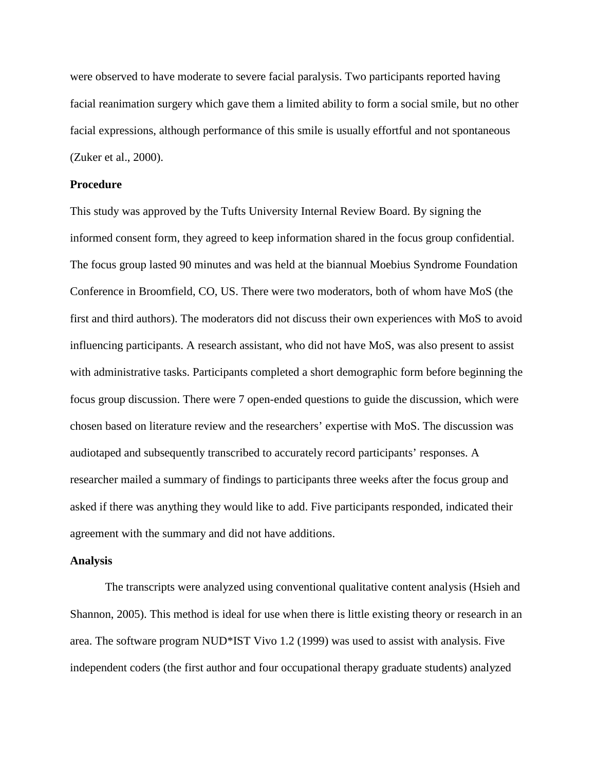were observed to have moderate to severe facial paralysis. Two participants reported having facial reanimation surgery which gave them a limited ability to form a social smile, but no other facial expressions, although performance of this smile is usually effortful and not spontaneous (Zuker et al., 2000).

**Procedure**

This study was approved by the Tufts University Internal Review Board. By signing the informed consent form, they agreed to keep information shared in the focus group confidential. The focus group lasted 90 minutes and was held at the biannual Moebius Syndrome Foundation Conference in Broomfield, CO, US. There were two moderators, both of whom have MoS (the first and third authors). The moderators did not discuss their own experiences with MoS to avoid influencing participants. A research assistant, who did not have MoS, was also present to assist with administrative tasks. Participants completed a short demographic form before beginning the focus group discussion. There were 7 open-ended questions to guide the discussion, which were chosen based on literature review and the researchers' expertise with MoS. The discussion was audiotaped and subsequently transcribed to accurately record participants' responses. A researcher mailed a summary of findings to participants three weeks after the focus group and asked if there was anything they would like to add. Five participants responded, indicated their agreement with the summary and did not have additions.

**Analysis**

The transcripts were analyzed using conventional qualitative content analysis (Hsieh and Shannon, 2005). This method is ideal for use when there is little existing theory or research in an area. The software program NUD*IST Vivo 1.2 (1999) was used to assist with analysis. Five independent coders (the first author and four occupational therapy graduate students) analyzed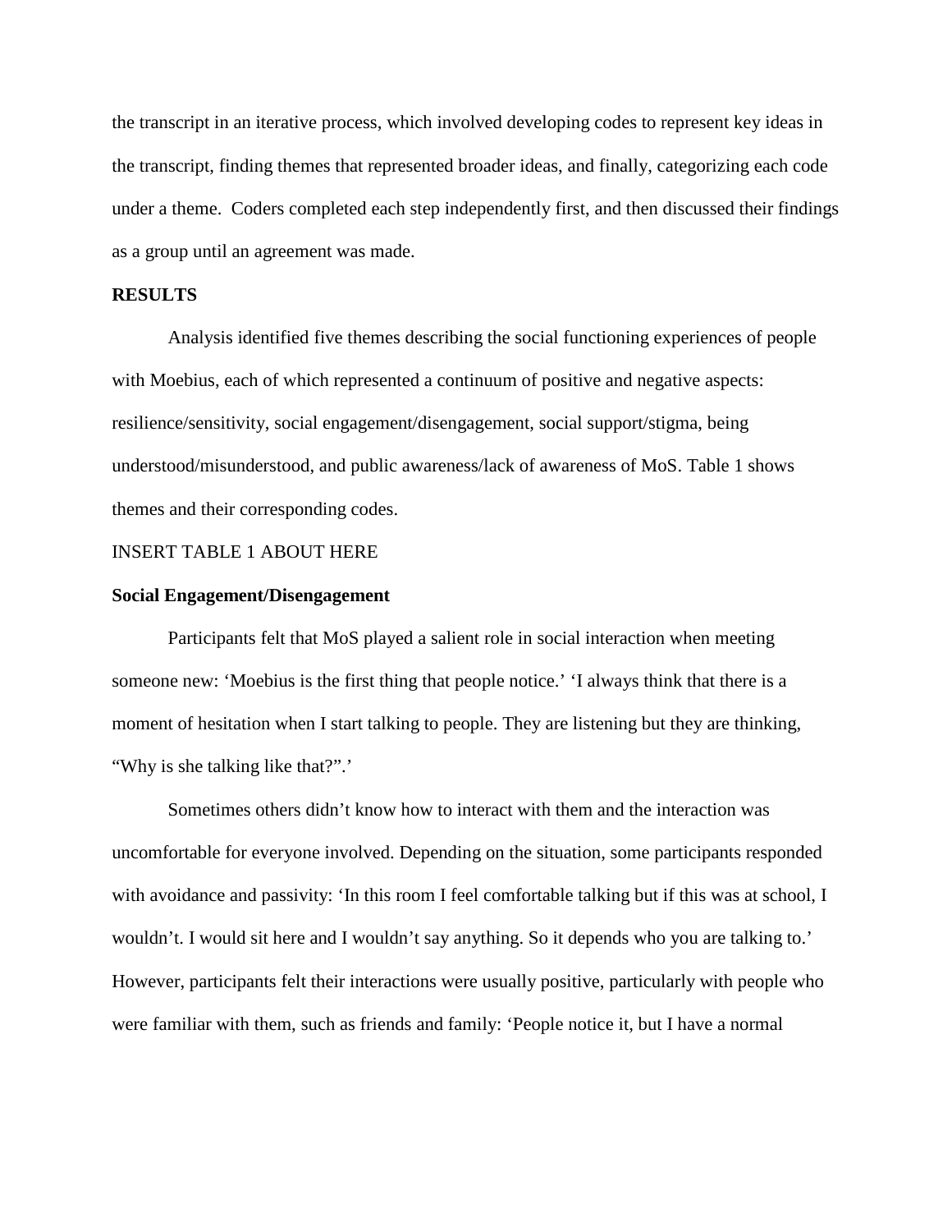the transcript in an iterative process, which involved developing codes to represent key ideas in the transcript, finding themes that represented broader ideas, and finally, categorizing each code under a theme. Coders completed each step independently first, and then discussed their findings as a group until an agreement was made.

## RESULTS

Analysis identified five themes describing the social functioning experiences of people with Moebius, each of which represented a continuum of positive and negative aspects: resilience/sensitivity, social engagement/disengagement, social support/stigma, being understood/misunderstood, and public awareness/lack of awareness of MoS. Table 1 shows themes and their corresponding codes.

INSERT TABLE 1 ABOUT HERE

### Social Engagement/Disengagement

Participants felt that MoS played a salient role in social interaction when meeting someone new: 'Moebius is the first thing that people notice.' 'I always think that there is a moment of hesitation when I start talking to people. They are listening but they are thinking, "Why is she talking like that?".'

Sometimes others didn't know how to interact with them and the interaction was uncomfortable for everyone involved. Depending on the situation, some participants responded with avoidance and passivity: 'In this room I feel comfortable talking but if this was at school, I wouldn't. I would sit here and I wouldn't say anything. So it depends who you are talking to.' However, participants felt their interactions were usually positive, particularly with people who were familiar with them, such as friends and family: 'People notice it, but I have a normal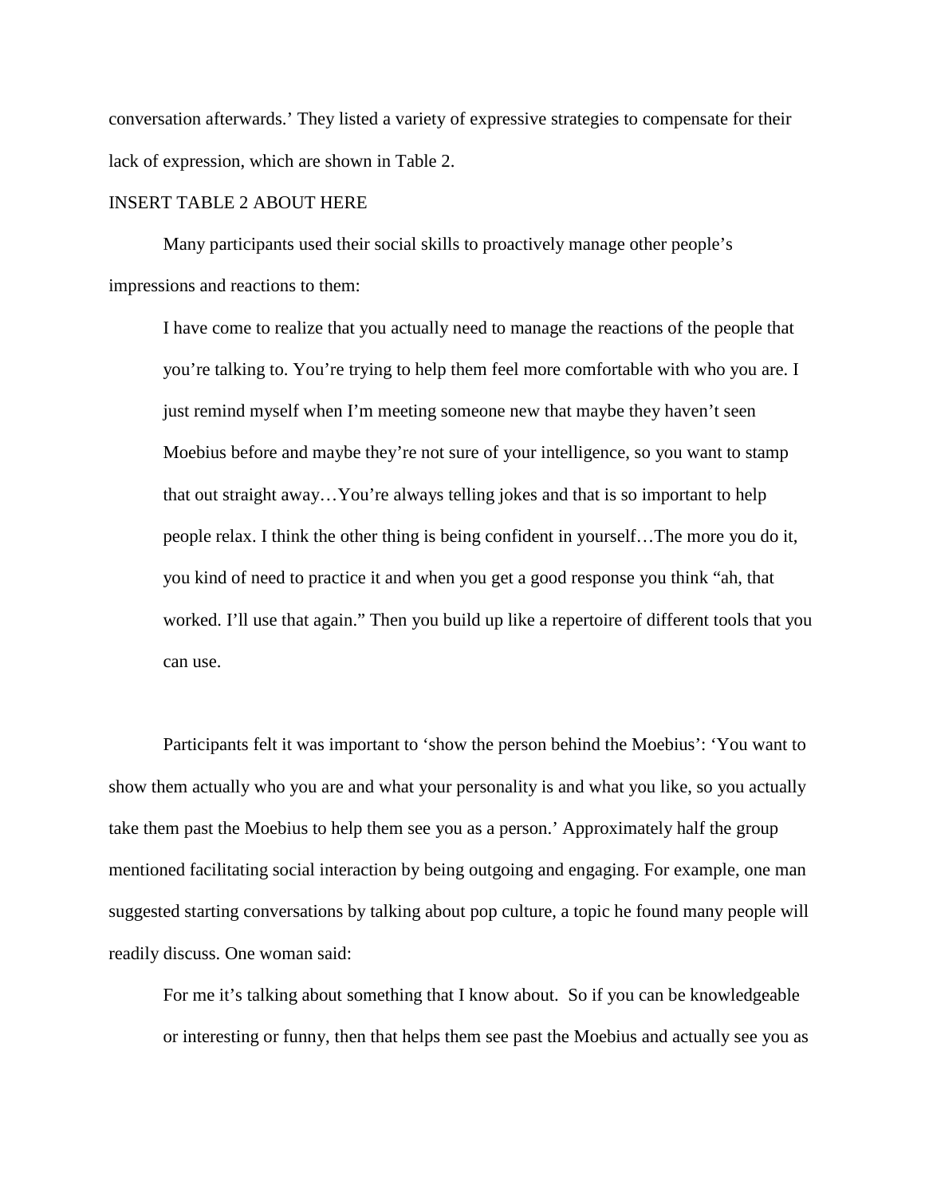conversation afterwards.' They listed a variety of expressive strategies to compensate for their lack of expression, which are shown in Table 2.

INSERT TABLE 2 ABOUT HERE

Many participants used their social skills to proactively manage other people's impressions and reactions to them:

> I have come to realize that you actually need to manage the reactions of the people that you're talking to. You're trying to help them feel more comfortable with who you are. I just remind myself when I'm meeting someone new that maybe they haven't seen Moebius before and maybe they're not sure of your intelligence, so you want to stamp that out straight away…You're always telling jokes and that is so important to help people relax. I think the other thing is being confident in yourself…The more you do it, you kind of need to practice it and when you get a good response you think "ah, that worked. I'll use that again." Then you build up like a repertoire of different tools that you can use.

Participants felt it was important to 'show the person behind the Moebius': 'You want to show them actually who you are and what your personality is and what you like, so you actually take them past the Moebius to help them see you as a person.' Approximately half the group mentioned facilitating social interaction by being outgoing and engaging. For example, one man suggested starting conversations by talking about pop culture, a topic he found many people will readily discuss. One woman said:

> For me it's talking about something that I know about. So if you can be knowledgeable or interesting or funny, then that helps them see past the Moebius and actually see you as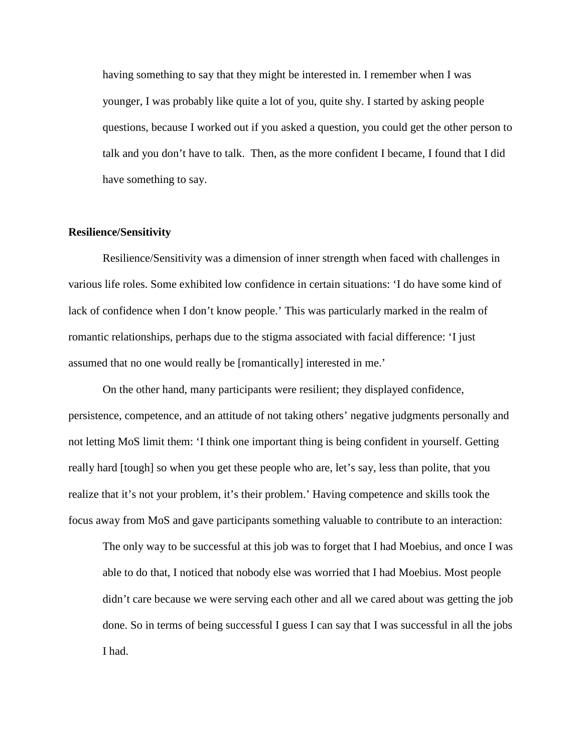> having something to say that they might be interested in. I remember when I was younger, I was probably like quite a lot of you, quite shy. I started by asking people questions, because I worked out if you asked a question, you could get the other person to talk and you don't have to talk. Then, as the more confident I became, I found that I did have something to say.

**Resilience/Sensitivity**

Resilience/Sensitivity was a dimension of inner strength when faced with challenges in various life roles. Some exhibited low confidence in certain situations: 'I do have some kind of lack of confidence when I don't know people.' This was particularly marked in the realm of romantic relationships, perhaps due to the stigma associated with facial difference: 'I just assumed that no one would really be [romantically] interested in me.'

On the other hand, many participants were resilient; they displayed confidence, persistence, competence, and an attitude of not taking others' negative judgments personally and not letting MoS limit them: 'I think one important thing is being confident in yourself. Getting really hard [tough] so when you get these people who are, let's say, less than polite, that you realize that it's not your problem, it's their problem.' Having competence and skills took the focus away from MoS and gave participants something valuable to contribute to an interaction:

> The only way to be successful at this job was to forget that I had Moebius, and once I was able to do that, I noticed that nobody else was worried that I had Moebius. Most people didn't care because we were serving each other and all we cared about was getting the job done. So in terms of being successful I guess I can say that I was successful in all the jobs I had.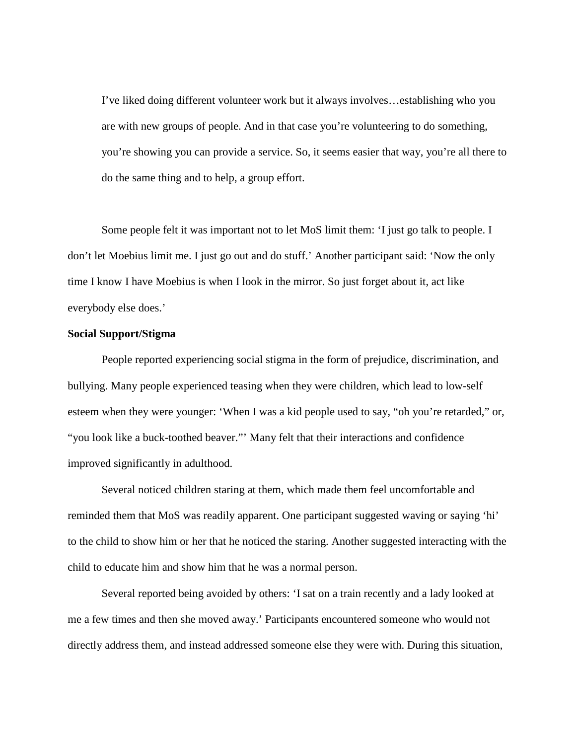> I've liked doing different volunteer work but it always involves…establishing who you are with new groups of people. And in that case you're volunteering to do something, you're showing you can provide a service. So, it seems easier that way, you're all there to do the same thing and to help, a group effort.

Some people felt it was important not to let MoS limit them: 'I just go talk to people. I don't let Moebius limit me. I just go out and do stuff.' Another participant said: 'Now the only time I know I have Moebius is when I look in the mirror. So just forget about it, act like everybody else does.'

**Social Support/Stigma**

People reported experiencing social stigma in the form of prejudice, discrimination, and bullying. Many people experienced teasing when they were children, which lead to low-self esteem when they were younger: 'When I was a kid people used to say, "oh you're retarded," or, "you look like a buck-toothed beaver."' Many felt that their interactions and confidence improved significantly in adulthood.

Several noticed children staring at them, which made them feel uncomfortable and reminded them that MoS was readily apparent. One participant suggested waving or saying 'hi' to the child to show him or her that he noticed the staring. Another suggested interacting with the child to educate him and show him that he was a normal person.

Several reported being avoided by others: 'I sat on a train recently and a lady looked at me a few times and then she moved away.' Participants encountered someone who would not directly address them, and instead addressed someone else they were with. During this situation,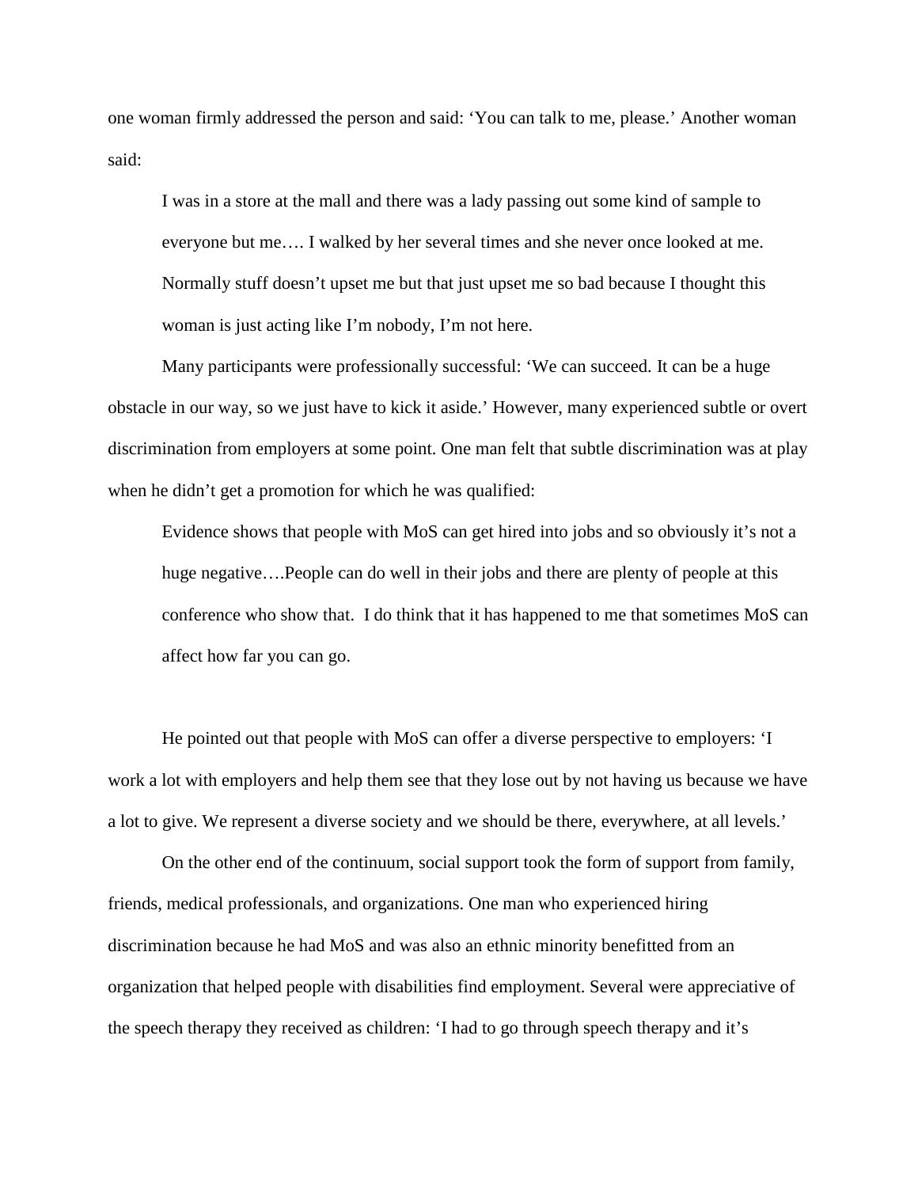one woman firmly addressed the person and said: ‘You can talk to me, please.’ Another woman said:

> I was in a store at the mall and there was a lady passing out some kind of sample to everyone but me…. I walked by her several times and she never once looked at me. Normally stuff doesn’t upset me but that just upset me so bad because I thought this woman is just acting like I’m nobody, I’m not here.

Many participants were professionally successful: ‘We can succeed. It can be a huge obstacle in our way, so we just have to kick it aside.’ However, many experienced subtle or overt discrimination from employers at some point. One man felt that subtle discrimination was at play when he didn’t get a promotion for which he was qualified:

> Evidence shows that people with MoS can get hired into jobs and so obviously it’s not a huge negative….People can do well in their jobs and there are plenty of people at this conference who show that. I do think that it has happened to me that sometimes MoS can affect how far you can go.

He pointed out that people with MoS can offer a diverse perspective to employers: ‘I work a lot with employers and help them see that they lose out by not having us because we have a lot to give. We represent a diverse society and we should be there, everywhere, at all levels.’

On the other end of the continuum, social support took the form of support from family, friends, medical professionals, and organizations. One man who experienced hiring discrimination because he had MoS and was also an ethnic minority benefitted from an organization that helped people with disabilities find employment. Several were appreciative of the speech therapy they received as children: ‘I had to go through speech therapy and it’s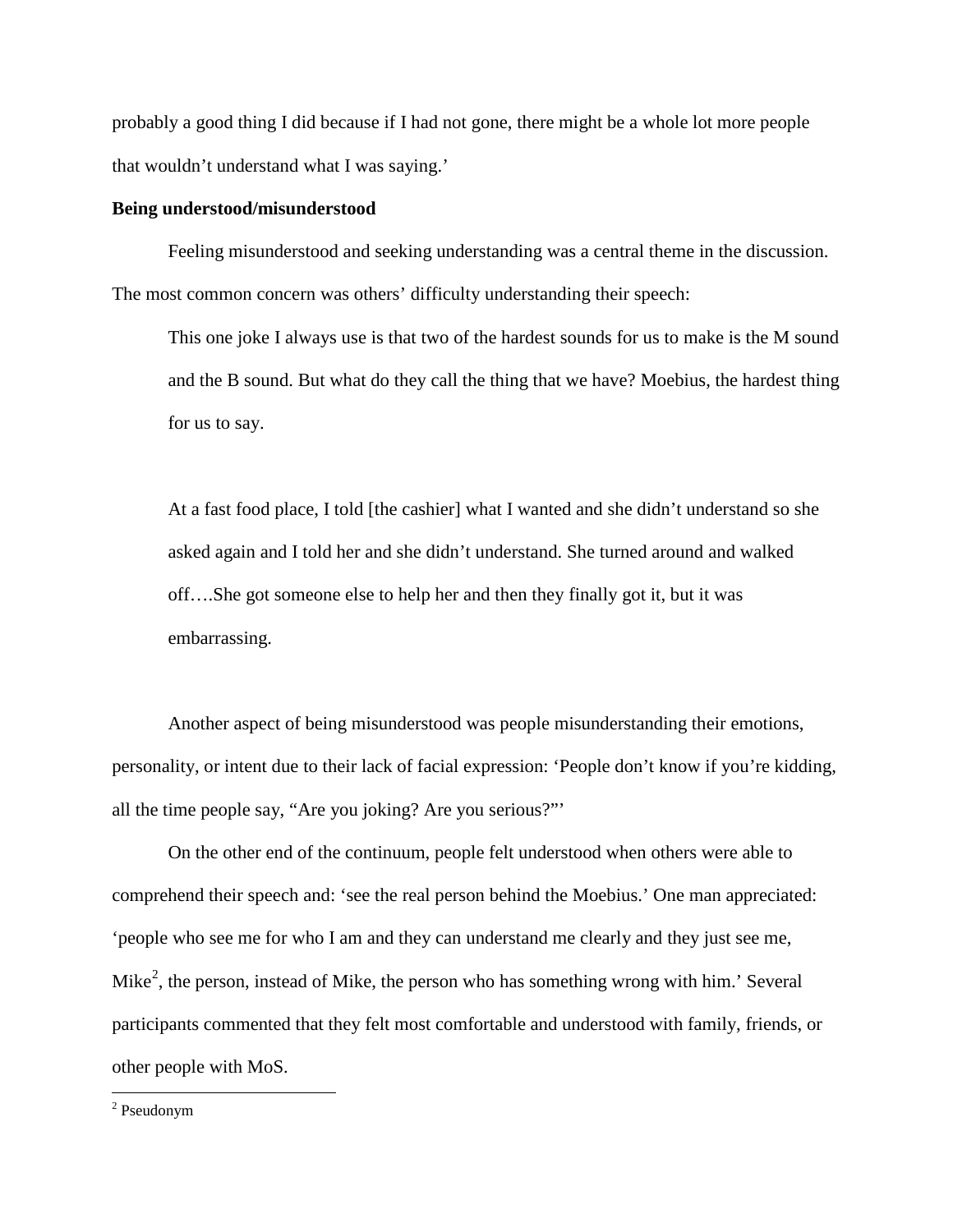probably a good thing I did because if I had not gone, there might be a whole lot more people that wouldn't understand what I was saying.'

**Being understood/misunderstood**

Feeling misunderstood and seeking understanding was a central theme in the discussion. The most common concern was others' difficulty understanding their speech:

> This one joke I always use is that two of the hardest sounds for us to make is the M sound and the B sound. But what do they call the thing that we have? Moebius, the hardest thing for us to say.

> At a fast food place, I told [the cashier] what I wanted and she didn't understand so she asked again and I told her and she didn't understand. She turned around and walked off….She got someone else to help her and then they finally got it, but it was embarrassing.

Another aspect of being misunderstood was people misunderstanding their emotions, personality, or intent due to their lack of facial expression: 'People don't know if you're kidding, all the time people say, "Are you joking? Are you serious?"'

On the other end of the continuum, people felt understood when others were able to comprehend their speech and: 'see the real person behind the Moebius.' One man appreciated: 'people who see me for who I am and they can understand me clearly and they just see me, Mike[2], the person, instead of Mike, the person who has something wrong with him.' Several participants commented that they felt most comfortable and understood with family, friends, or other people with MoS.

[2] Pseudonym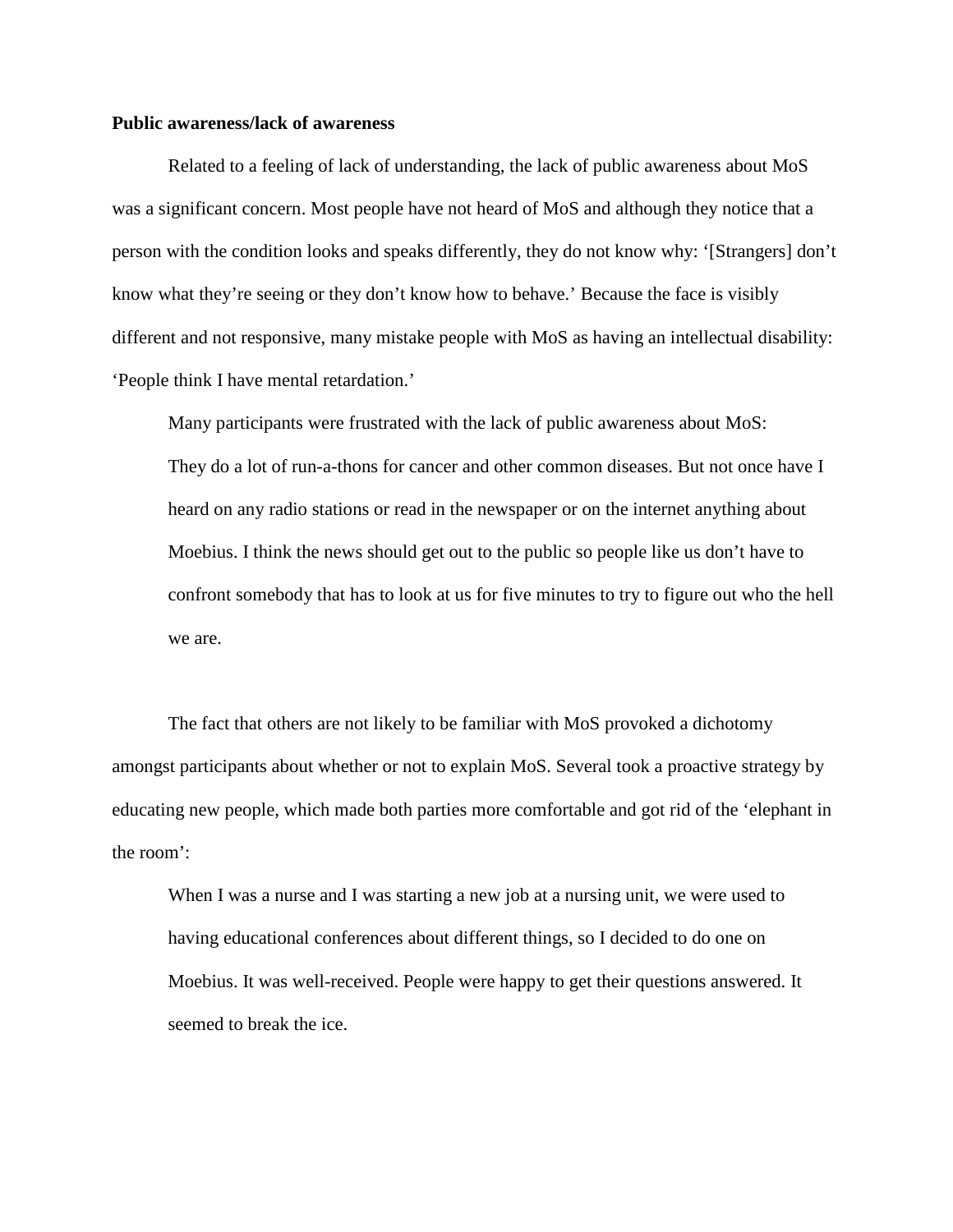**Public awareness/lack of awareness**

Related to a feeling of lack of understanding, the lack of public awareness about MoS was a significant concern. Most people have not heard of MoS and although they notice that a person with the condition looks and speaks differently, they do not know why: '[Strangers] don't know what they're seeing or they don't know how to behave.' Because the face is visibly different and not responsive, many mistake people with MoS as having an intellectual disability: 'People think I have mental retardation.'

Many participants were frustrated with the lack of public awareness about MoS:

> They do a lot of run-a-thons for cancer and other common diseases. But not once have I heard on any radio stations or read in the newspaper or on the internet anything about Moebius. I think the news should get out to the public so people like us don't have to confront somebody that has to look at us for five minutes to try to figure out who the hell we are.

The fact that others are not likely to be familiar with MoS provoked a dichotomy amongst participants about whether or not to explain MoS. Several took a proactive strategy by educating new people, which made both parties more comfortable and got rid of the 'elephant in the room':

> When I was a nurse and I was starting a new job at a nursing unit, we were used to having educational conferences about different things, so I decided to do one on Moebius. It was well-received. People were happy to get their questions answered. It seemed to break the ice.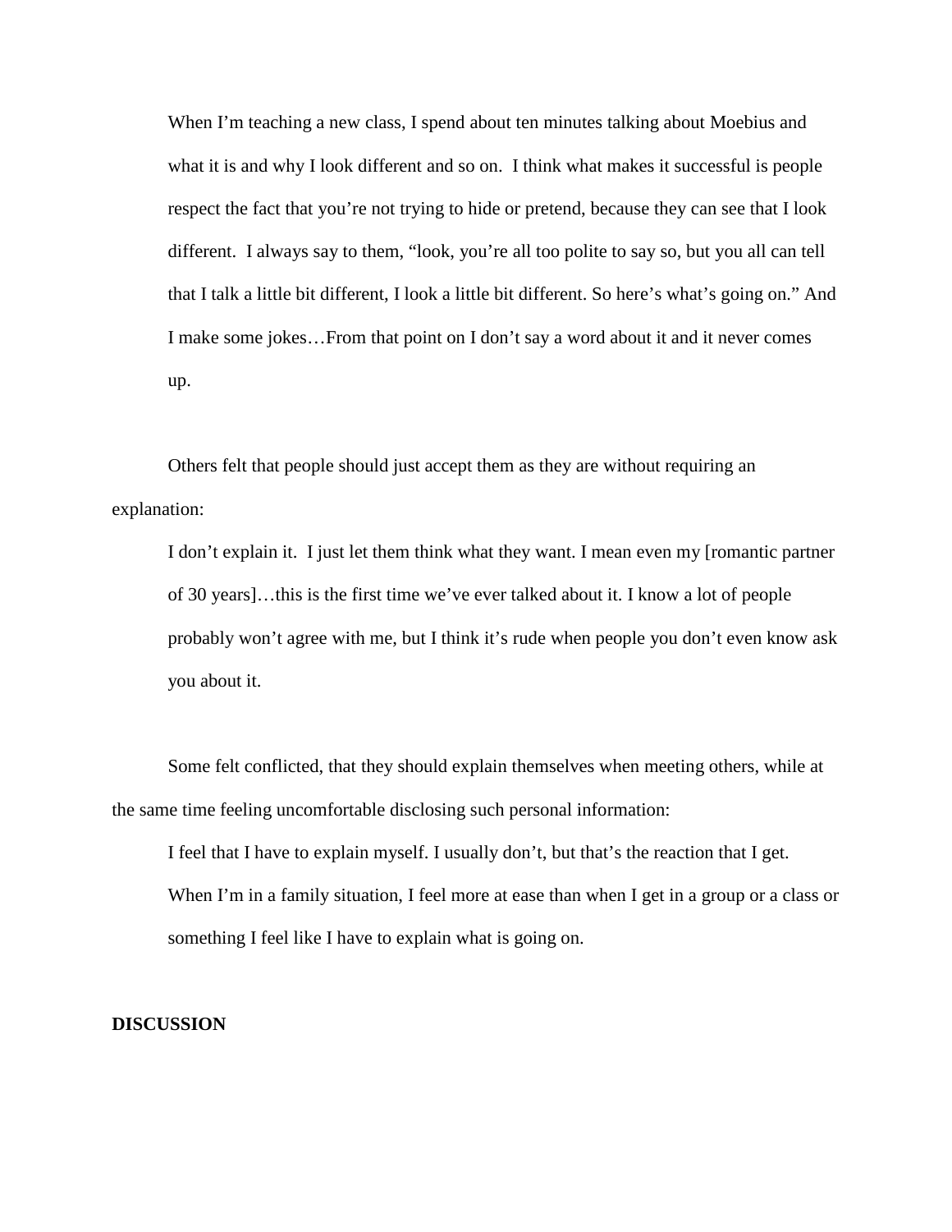> When I'm teaching a new class, I spend about ten minutes talking about Moebius and what it is and why I look different and so on. I think what makes it successful is people respect the fact that you're not trying to hide or pretend, because they can see that I look different. I always say to them, "look, you're all too polite to say so, but you all can tell that I talk a little bit different, I look a little bit different. So here's what's going on." And I make some jokes…From that point on I don't say a word about it and it never comes up.

Others felt that people should just accept them as they are without requiring an explanation:

> I don't explain it. I just let them think what they want. I mean even my [romantic partner of 30 years]…this is the first time we've ever talked about it. I know a lot of people probably won't agree with me, but I think it's rude when people you don't even know ask you about it.

Some felt conflicted, that they should explain themselves when meeting others, while at the same time feeling uncomfortable disclosing such personal information:

> I feel that I have to explain myself. I usually don't, but that's the reaction that I get. When I'm in a family situation, I feel more at ease than when I get in a group or a class or something I feel like I have to explain what is going on.

## DISCUSSION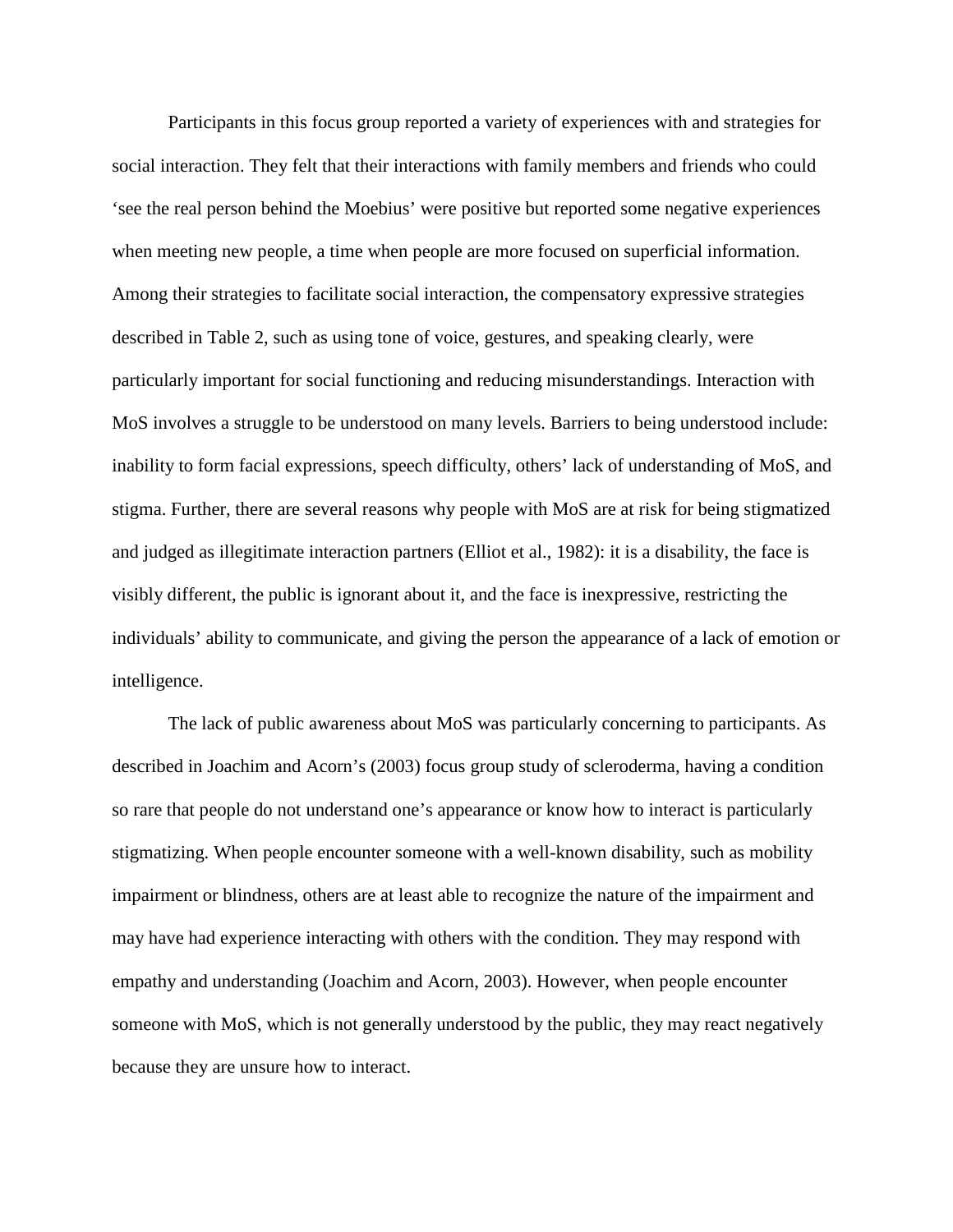Participants in this focus group reported a variety of experiences with and strategies for social interaction. They felt that their interactions with family members and friends who could 'see the real person behind the Moebius' were positive but reported some negative experiences when meeting new people, a time when people are more focused on superficial information. Among their strategies to facilitate social interaction, the compensatory expressive strategies described in Table 2, such as using tone of voice, gestures, and speaking clearly, were particularly important for social functioning and reducing misunderstandings. Interaction with MoS involves a struggle to be understood on many levels. Barriers to being understood include: inability to form facial expressions, speech difficulty, others' lack of understanding of MoS, and stigma. Further, there are several reasons why people with MoS are at risk for being stigmatized and judged as illegitimate interaction partners (Elliot et al., 1982): it is a disability, the face is visibly different, the public is ignorant about it, and the face is inexpressive, restricting the individuals' ability to communicate, and giving the person the appearance of a lack of emotion or intelligence.

The lack of public awareness about MoS was particularly concerning to participants. As described in Joachim and Acorn's (2003) focus group study of scleroderma, having a condition so rare that people do not understand one's appearance or know how to interact is particularly stigmatizing. When people encounter someone with a well-known disability, such as mobility impairment or blindness, others are at least able to recognize the nature of the impairment and may have had experience interacting with others with the condition. They may respond with empathy and understanding (Joachim and Acorn, 2003). However, when people encounter someone with MoS, which is not generally understood by the public, they may react negatively because they are unsure how to interact.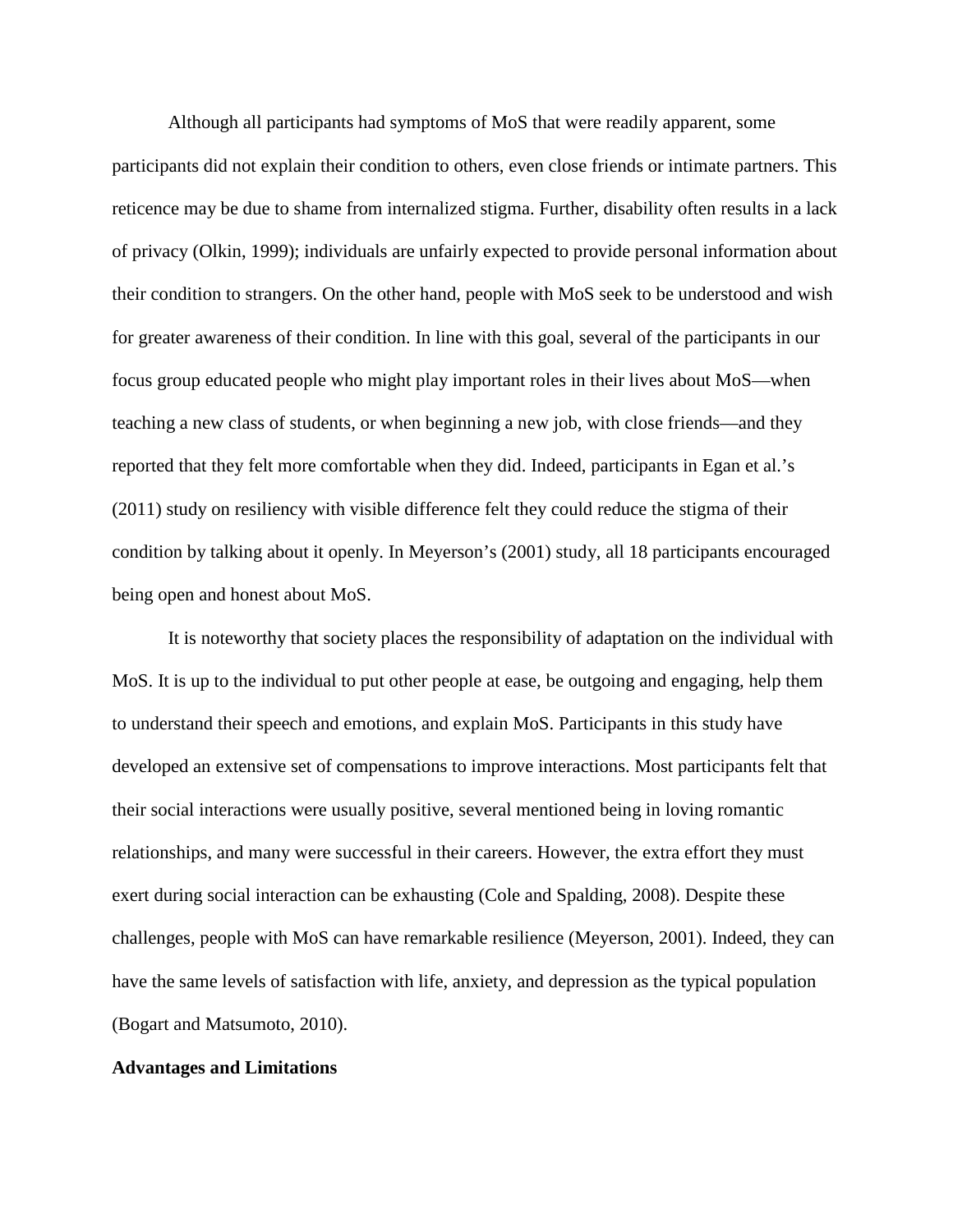Although all participants had symptoms of MoS that were readily apparent, some participants did not explain their condition to others, even close friends or intimate partners. This reticence may be due to shame from internalized stigma. Further, disability often results in a lack of privacy (Olkin, 1999); individuals are unfairly expected to provide personal information about their condition to strangers. On the other hand, people with MoS seek to be understood and wish for greater awareness of their condition. In line with this goal, several of the participants in our focus group educated people who might play important roles in their lives about MoS—when teaching a new class of students, or when beginning a new job, with close friends—and they reported that they felt more comfortable when they did. Indeed, participants in Egan et al.'s (2011) study on resiliency with visible difference felt they could reduce the stigma of their condition by talking about it openly. In Meyerson's (2001) study, all 18 participants encouraged being open and honest about MoS.

It is noteworthy that society places the responsibility of adaptation on the individual with MoS. It is up to the individual to put other people at ease, be outgoing and engaging, help them to understand their speech and emotions, and explain MoS. Participants in this study have developed an extensive set of compensations to improve interactions. Most participants felt that their social interactions were usually positive, several mentioned being in loving romantic relationships, and many were successful in their careers. However, the extra effort they must exert during social interaction can be exhausting (Cole and Spalding, 2008). Despite these challenges, people with MoS can have remarkable resilience (Meyerson, 2001). Indeed, they can have the same levels of satisfaction with life, anxiety, and depression as the typical population (Bogart and Matsumoto, 2010).

**Advantages and Limitations**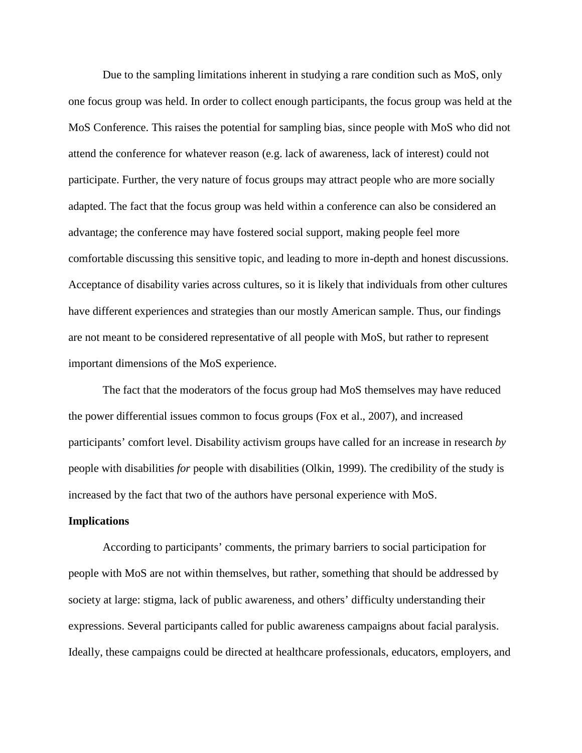Due to the sampling limitations inherent in studying a rare condition such as MoS, only one focus group was held. In order to collect enough participants, the focus group was held at the MoS Conference. This raises the potential for sampling bias, since people with MoS who did not attend the conference for whatever reason (e.g. lack of awareness, lack of interest) could not participate. Further, the very nature of focus groups may attract people who are more socially adapted. The fact that the focus group was held within a conference can also be considered an advantage; the conference may have fostered social support, making people feel more comfortable discussing this sensitive topic, and leading to more in-depth and honest discussions. Acceptance of disability varies across cultures, so it is likely that individuals from other cultures have different experiences and strategies than our mostly American sample. Thus, our findings are not meant to be considered representative of all people with MoS, but rather to represent important dimensions of the MoS experience.

The fact that the moderators of the focus group had MoS themselves may have reduced the power differential issues common to focus groups (Fox et al., 2007), and increased participants' comfort level. Disability activism groups have called for an increase in research *by* people with disabilities *for* people with disabilities (Olkin, 1999). The credibility of the study is increased by the fact that two of the authors have personal experience with MoS.

**Implications**

According to participants' comments, the primary barriers to social participation for people with MoS are not within themselves, but rather, something that should be addressed by society at large: stigma, lack of public awareness, and others' difficulty understanding their expressions. Several participants called for public awareness campaigns about facial paralysis. Ideally, these campaigns could be directed at healthcare professionals, educators, employers, and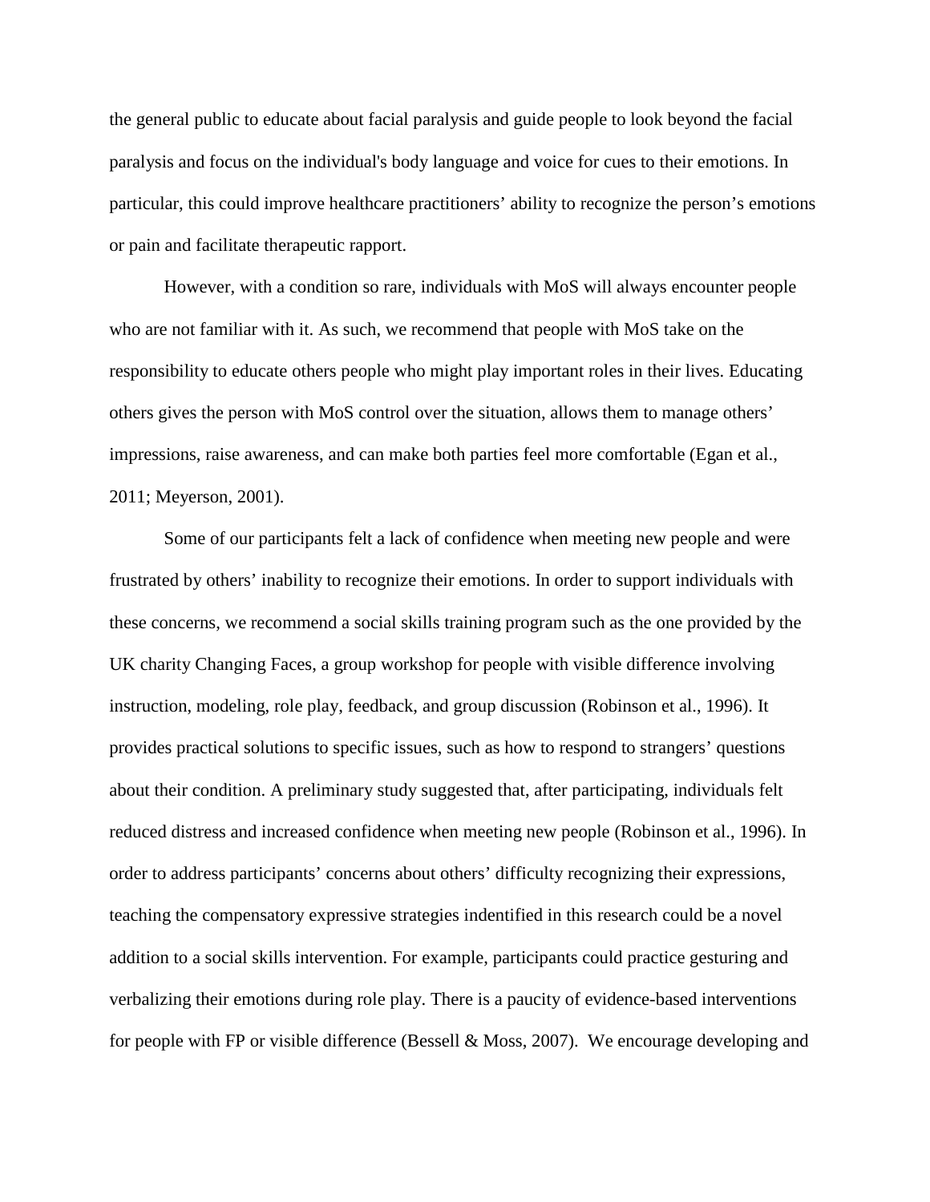the general public to educate about facial paralysis and guide people to look beyond the facial paralysis and focus on the individual's body language and voice for cues to their emotions. In particular, this could improve healthcare practitioners' ability to recognize the person's emotions or pain and facilitate therapeutic rapport.

However, with a condition so rare, individuals with MoS will always encounter people who are not familiar with it. As such, we recommend that people with MoS take on the responsibility to educate others people who might play important roles in their lives. Educating others gives the person with MoS control over the situation, allows them to manage others' impressions, raise awareness, and can make both parties feel more comfortable (Egan et al., 2011; Meyerson, 2001).

Some of our participants felt a lack of confidence when meeting new people and were frustrated by others' inability to recognize their emotions. In order to support individuals with these concerns, we recommend a social skills training program such as the one provided by the UK charity Changing Faces, a group workshop for people with visible difference involving instruction, modeling, role play, feedback, and group discussion (Robinson et al., 1996). It provides practical solutions to specific issues, such as how to respond to strangers' questions about their condition. A preliminary study suggested that, after participating, individuals felt reduced distress and increased confidence when meeting new people (Robinson et al., 1996). In order to address participants' concerns about others' difficulty recognizing their expressions, teaching the compensatory expressive strategies indentified in this research could be a novel addition to a social skills intervention. For example, participants could practice gesturing and verbalizing their emotions during role play. There is a paucity of evidence-based interventions for people with FP or visible difference (Bessell & Moss, 2007). We encourage developing and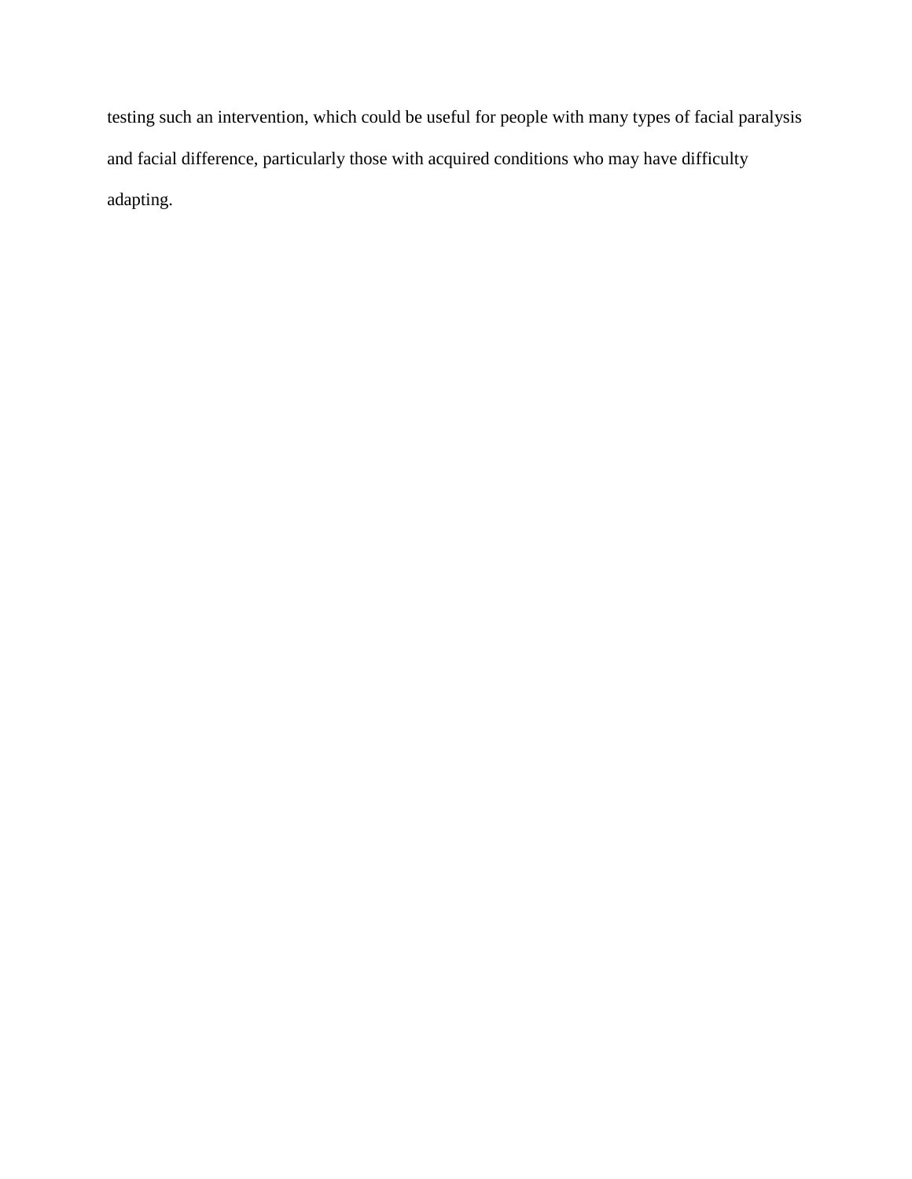testing such an intervention, which could be useful for people with many types of facial paralysis and facial difference, particularly those with acquired conditions who may have difficulty adapting.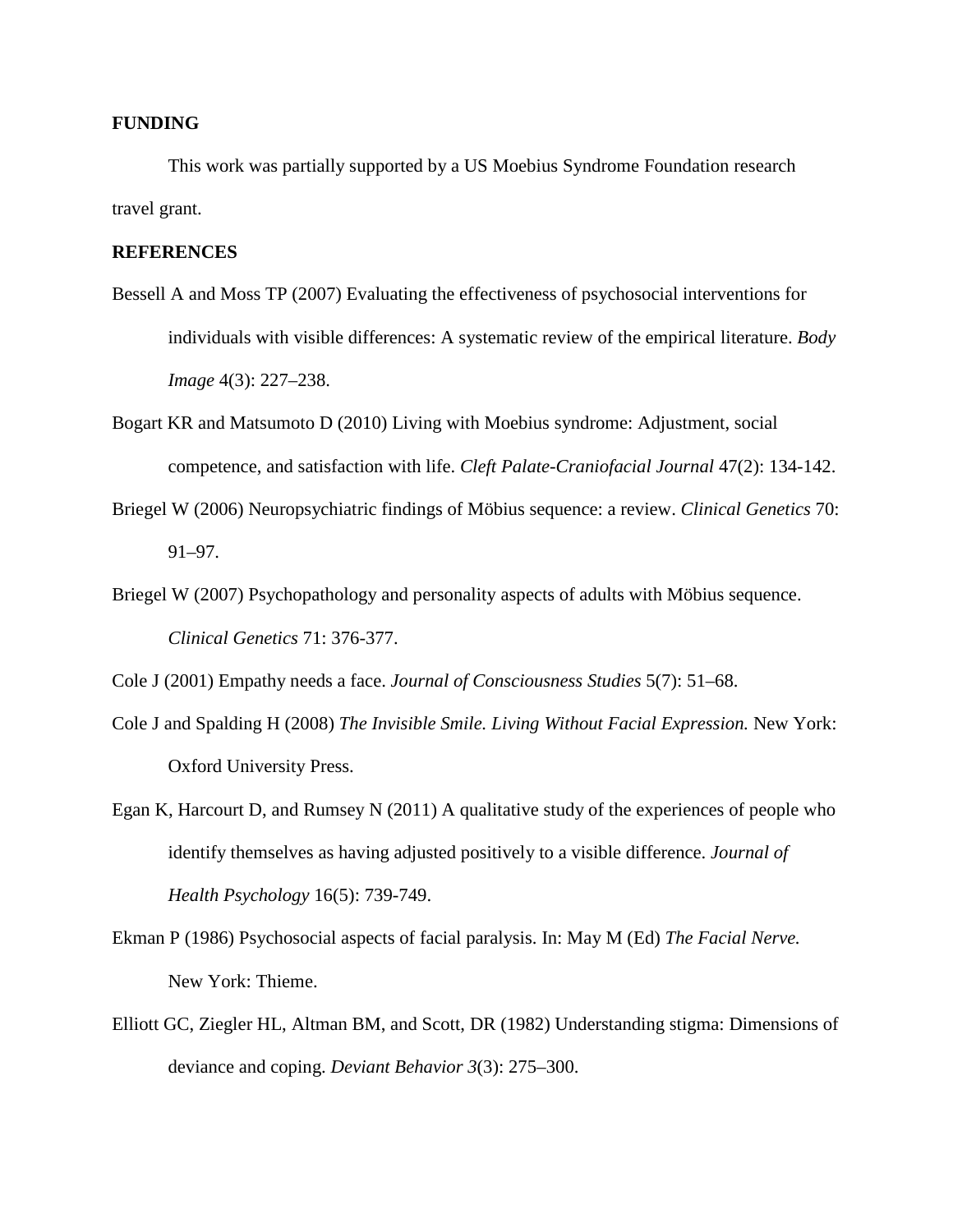## FUNDING

This work was partially supported by a US Moebius Syndrome Foundation research travel grant.

## REFERENCES

Bessell A and Moss TP (2007) Evaluating the effectiveness of psychosocial interventions for individuals with visible differences: A systematic review of the empirical literature. *Body Image* 4(3): 227–238.

Bogart KR and Matsumoto D (2010) Living with Moebius syndrome: Adjustment, social competence, and satisfaction with life. *Cleft Palate-Craniofacial Journal* 47(2): 134-142.

Briegel W (2006) Neuropsychiatric findings of Möbius sequence: a review. *Clinical Genetics* 70: 91–97.

Briegel W (2007) Psychopathology and personality aspects of adults with Möbius sequence. *Clinical Genetics* 71: 376-377.

Cole J (2001) Empathy needs a face. *Journal of Consciousness Studies* 5(7): 51–68.

Cole J and Spalding H (2008) *The Invisible Smile. Living Without Facial Expression.* New York: Oxford University Press.

Egan K, Harcourt D, and Rumsey N (2011) A qualitative study of the experiences of people who identify themselves as having adjusted positively to a visible difference. *Journal of Health Psychology* 16(5): 739-749.

Ekman P (1986) Psychosocial aspects of facial paralysis. In: May M (Ed) *The Facial Nerve.* New York: Thieme.

Elliott GC, Ziegler HL, Altman BM, and Scott, DR (1982) Understanding stigma: Dimensions of deviance and coping. *Deviant Behavior 3*(3): 275–300.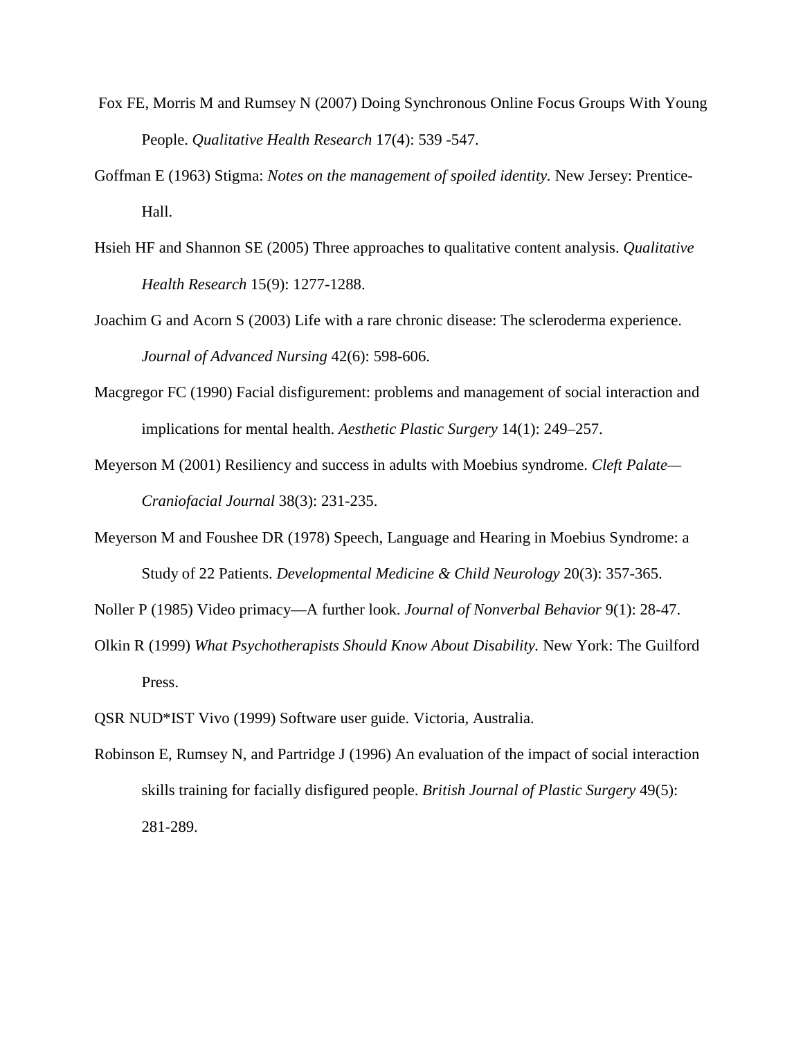Fox FE, Morris M and Rumsey N (2007) Doing Synchronous Online Focus Groups With Young People. *Qualitative Health Research* 17(4): 539 -547.

Goffman E (1963) Stigma: *Notes on the management of spoiled identity.* New Jersey: Prentice-Hall.

Hsieh HF and Shannon SE (2005) Three approaches to qualitative content analysis. *Qualitative Health Research* 15(9): 1277-1288.

Joachim G and Acorn S (2003) Life with a rare chronic disease: The scleroderma experience. *Journal of Advanced Nursing* 42(6): 598-606.

Macgregor FC (1990) Facial disfigurement: problems and management of social interaction and implications for mental health. *Aesthetic Plastic Surgery* 14(1): 249–257.

Meyerson M (2001) Resiliency and success in adults with Moebius syndrome. *Cleft Palate—Craniofacial Journal* 38(3): 231-235.

Meyerson M and Foushee DR (1978) Speech, Language and Hearing in Moebius Syndrome: a Study of 22 Patients. *Developmental Medicine & Child Neurology* 20(3): 357-365.

Noller P (1985) Video primacy—A further look. *Journal of Nonverbal Behavior* 9(1): 28-47.

Olkin R (1999) *What Psychotherapists Should Know About Disability.* New York: The Guilford Press.

QSR NUD*IST Vivo (1999) Software user guide. Victoria, Australia.

Robinson E, Rumsey N, and Partridge J (1996) An evaluation of the impact of social interaction skills training for facially disfigured people. *British Journal of Plastic Surgery* 49(5): 281-289.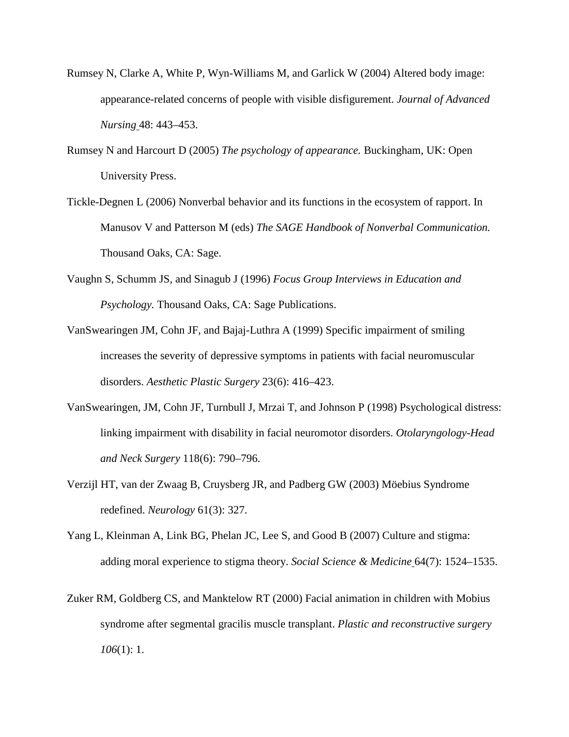Rumsey N, Clarke A, White P, Wyn-Williams M, and Garlick W (2004) Altered body image: appearance-related concerns of people with visible disfigurement. *Journal of Advanced Nursing* 48: 443–453.

Rumsey N and Harcourt D (2005) *The psychology of appearance.* Buckingham, UK: Open University Press.

Tickle-Degnen L (2006) Nonverbal behavior and its functions in the ecosystem of rapport. In Manusov V and Patterson M (eds) *The SAGE Handbook of Nonverbal Communication.* Thousand Oaks, CA: Sage.

Vaughn S, Schumm JS, and Sinagub J (1996) *Focus Group Interviews in Education and Psychology.* Thousand Oaks, CA: Sage Publications.

VanSwearingen JM, Cohn JF, and Bajaj-Luthra A (1999) Specific impairment of smiling increases the severity of depressive symptoms in patients with facial neuromuscular disorders. *Aesthetic Plastic Surgery* 23(6): 416–423.

VanSwearingen, JM, Cohn JF, Turnbull J, Mrzai T, and Johnson P (1998) Psychological distress: linking impairment with disability in facial neuromotor disorders. *Otolaryngology-Head and Neck Surgery* 118(6): 790–796.

Verzijl HT, van der Zwaag B, Cruysberg JR, and Padberg GW (2003) Möebius Syndrome redefined. *Neurology* 61(3): 327.

Yang L, Kleinman A, Link BG, Phelan JC, Lee S, and Good B (2007) Culture and stigma: adding moral experience to stigma theory. *Social Science & Medicine* 64(7): 1524–1535.

Zuker RM, Goldberg CS, and Manktelow RT (2000) Facial animation in children with Mobius syndrome after segmental gracilis muscle transplant. *Plastic and reconstructive surgery 106*(1): 1.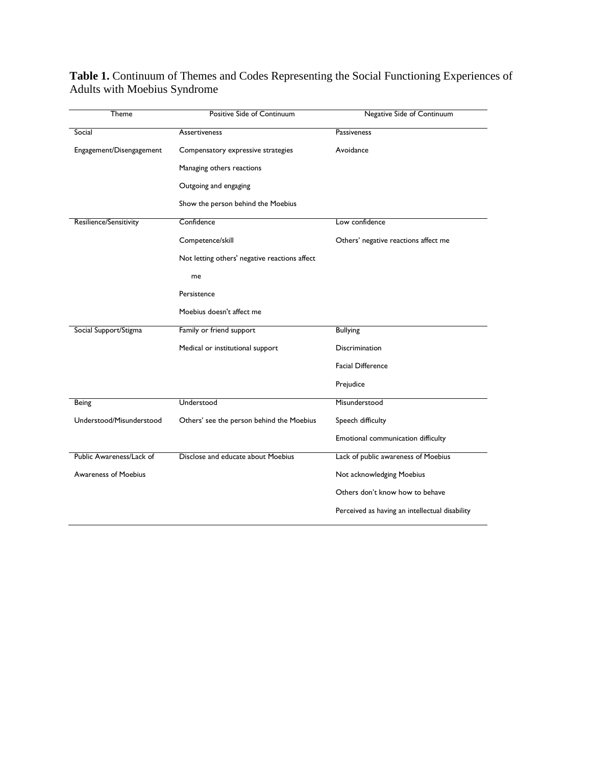**Table 1.** Continuum of Themes and Codes Representing the Social Functioning Experiences of Adults with Moebius Syndrome

| Theme | Positive Side of Continuum | Negative Side of Continuum |
|---|---|---|
| Social Engagement/Disengagement | Assertiveness | Passiveness |
| | Compensatory expressive strategies | Avoidance |
| | Managing others reactions | |
| | Outgoing and engaging | |
| | Show the person behind the Moebius | |
| Resilience/Sensitivity | Confidence | Low confidence |
| | Competence/skill | Others' negative reactions affect me |
| | Not letting others' negative reactions affect me | |
| | Persistence | |
| | Moebius doesn't affect me | |
| Social Support/Stigma | Family or friend support | Bullying |
| | Medical or institutional support | Discrimination |
| | | Facial Difference |
| | | Prejudice |
| Being Understood/Misunderstood | Understood | Misunderstood |
| | Others' see the person behind the Moebius | Speech difficulty |
| | | Emotional communication difficulty |
| Public Awareness/Lack of Awareness of Moebius | Disclose and educate about Moebius | Lack of public awareness of Moebius |
| | | Not acknowledging Moebius |
| | | Others don't know how to behave |
| | | Perceived as having an intellectual disability |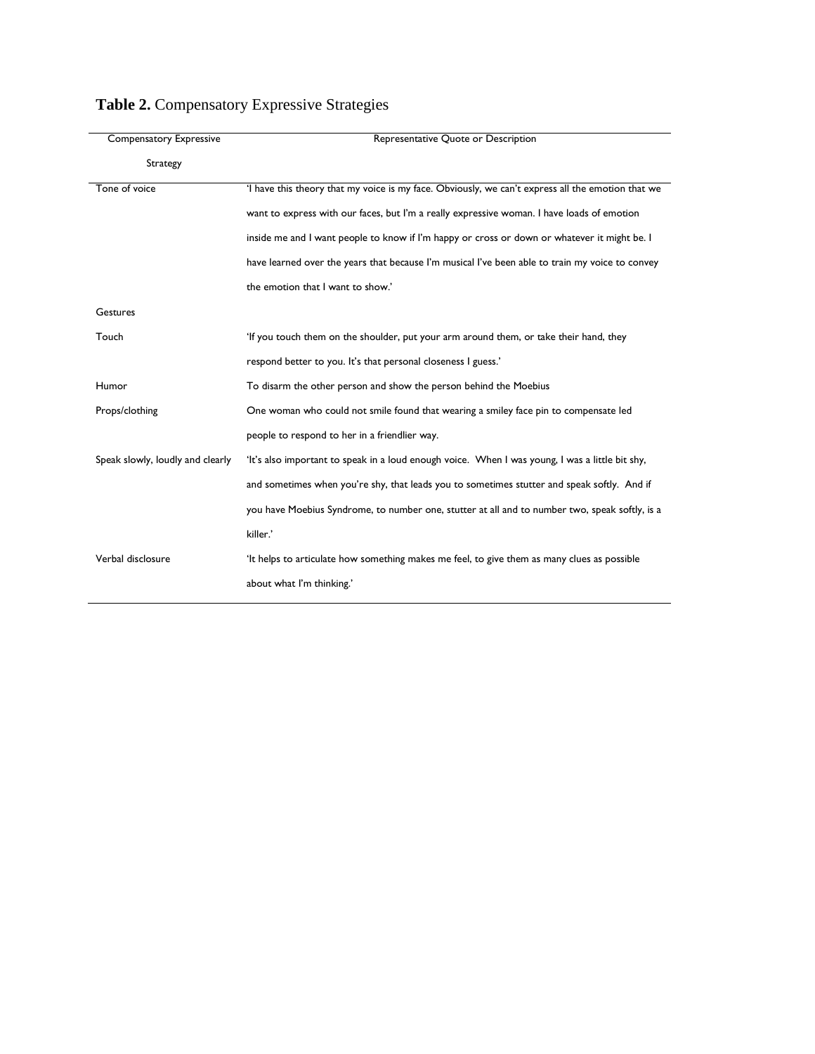**Table 2.** Compensatory Expressive Strategies

| Compensatory Expressive Strategy | Representative Quote or Description |
|---|---|
| Tone of voice | 'I have this theory that my voice is my face. Obviously, we can't express all the emotion that we want to express with our faces, but I'm a really expressive woman. I have loads of emotion inside me and I want people to know if I'm happy or cross or down or whatever it might be. I have learned over the years that because I'm musical I've been able to train my voice to convey the emotion that I want to show.' |
| Gestures | |
| Touch | 'If you touch them on the shoulder, put your arm around them, or take their hand, they respond better to you. It's that personal closeness I guess.' |
| Humor | To disarm the other person and show the person behind the Moebius |
| Props/clothing | One woman who could not smile found that wearing a smiley face pin to compensate led people to respond to her in a friendlier way. |
| Speak slowly, loudly and clearly | 'It's also important to speak in a loud enough voice. When I was young, I was a little bit shy, and sometimes when you're shy, that leads you to sometimes stutter and speak softly. And if you have Moebius Syndrome, to number one, stutter at all and to number two, speak softly, is a killer.' |
| Verbal disclosure | 'It helps to articulate how something makes me feel, to give them as many clues as possible about what I'm thinking.' |